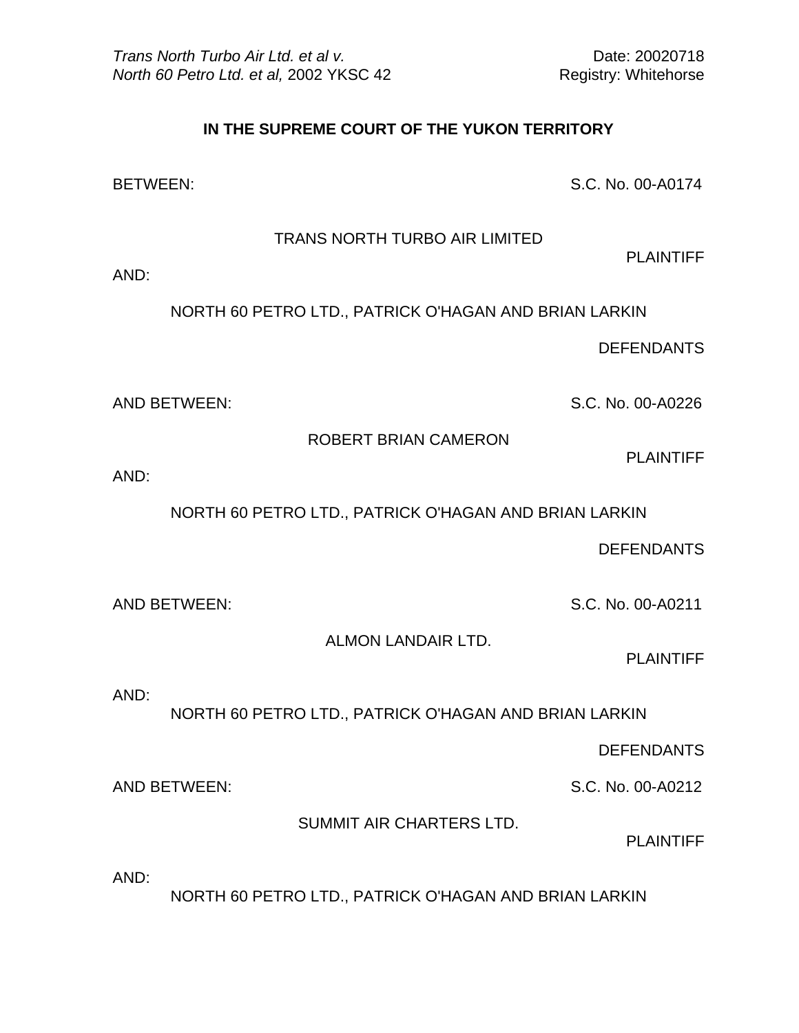*Trans North Turbo Air Ltd. et al v. North 60 Petro Ltd. et al,* 2002 YKSC 42

Date: 20020718
Registry: Whitehorse

**IN THE SUPREME COURT OF THE YUKON TERRITORY**

BETWEEN: S.C. No. 00-A0174

TRANS NORTH TURBO AIR LIMITED

PLAINTIFF

AND:

NORTH 60 PETRO LTD., PATRICK O'HAGAN AND BRIAN LARKIN

DEFENDANTS

AND BETWEEN: S.C. No. 00-A0226

ROBERT BRIAN CAMERON

PLAINTIFF

AND:

NORTH 60 PETRO LTD., PATRICK O'HAGAN AND BRIAN LARKIN

DEFENDANTS

AND BETWEEN: S.C. No. 00-A0211

ALMON LANDAIR LTD.

PLAINTIFF

AND:

NORTH 60 PETRO LTD., PATRICK O'HAGAN AND BRIAN LARKIN

DEFENDANTS

AND BETWEEN: S.C. No. 00-A0212

SUMMIT AIR CHARTERS LTD.

PLAINTIFF

AND:

NORTH 60 PETRO LTD., PATRICK O'HAGAN AND BRIAN LARKIN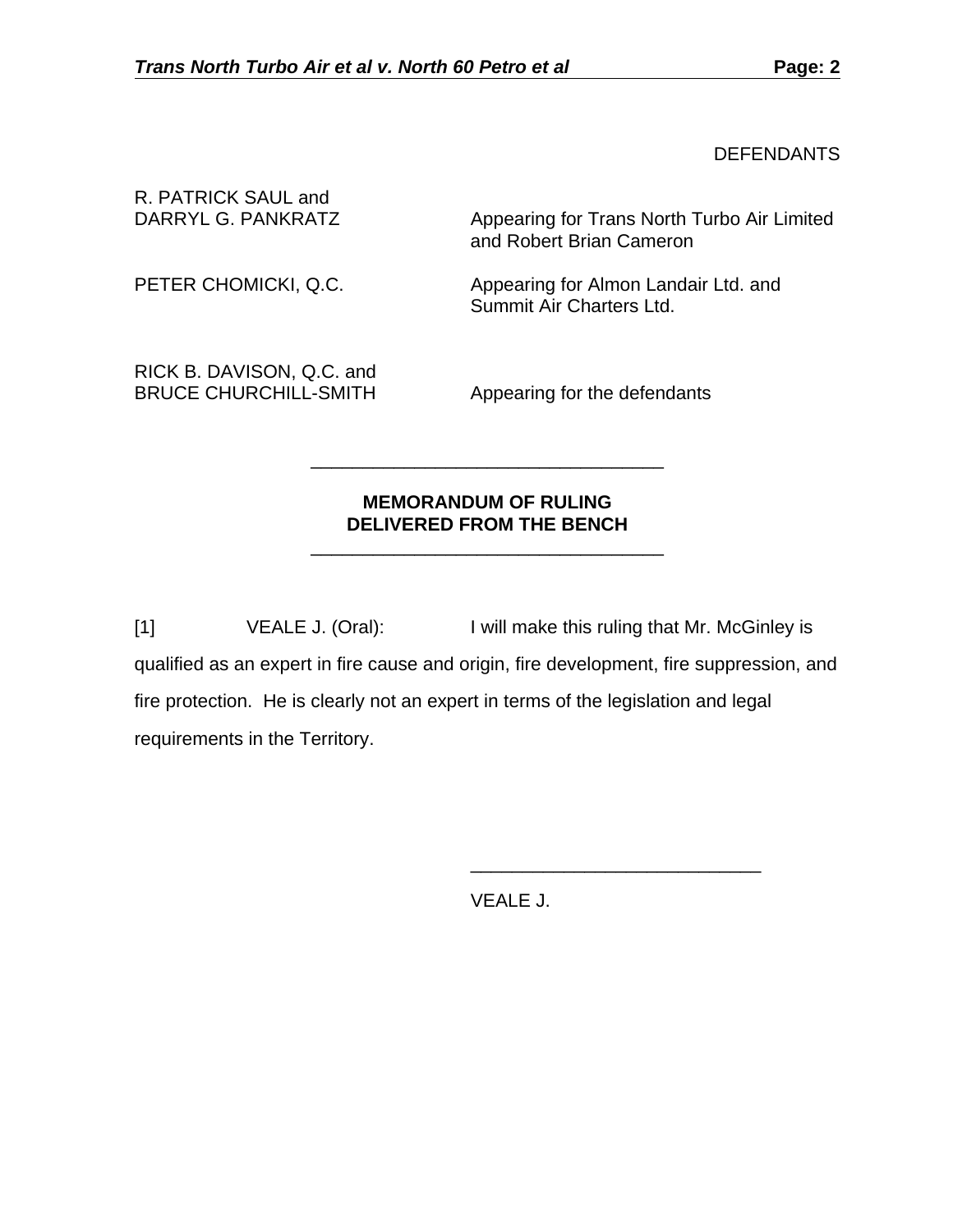DEFENDANTS

| | |
|---|---|
| R. PATRICK SAUL and DARRYL G. PANKRATZ | Appearing for Trans North Turbo Air Limited and Robert Brian Cameron |
| PETER CHOMICKI, Q.C. | Appearing for Almon Landair Ltd. and Summit Air Charters Ltd. |
| RICK B. DAVISON, Q.C. and BRUCE CHURCHILL-SMITH | Appearing for the defendants |

---

**MEMORANDUM OF RULING**
**DELIVERED FROM THE BENCH**

---

[1] VEALE J. (Oral): I will make this ruling that Mr. McGinley is qualified as an expert in fire cause and origin, fire development, fire suppression, and fire protection. He is clearly not an expert in terms of the legislation and legal requirements in the Territory.

___________________________

VEALE J.